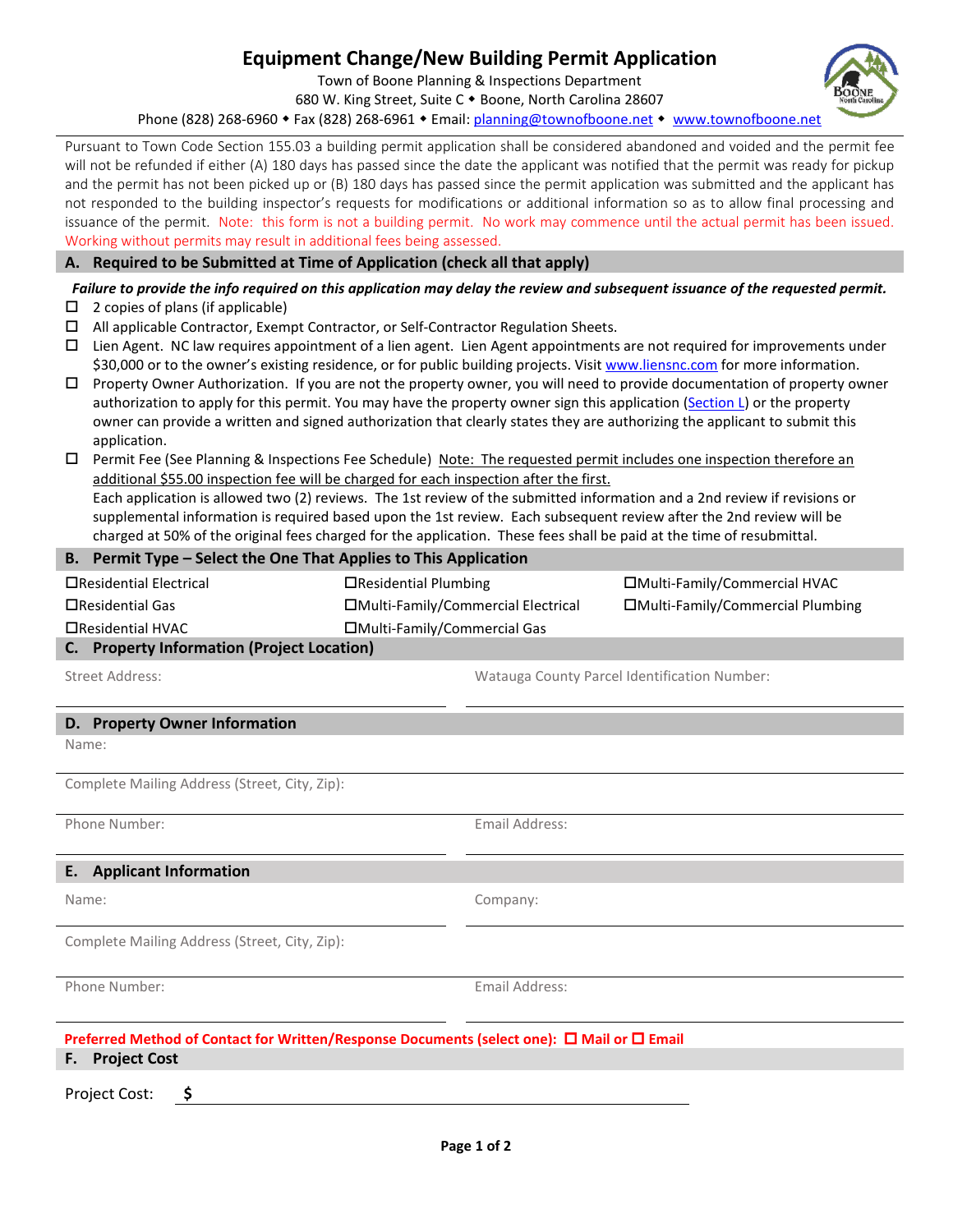# Equipment Change/New Building Permit Application

Town of Boone Planning & Inspections Department
680 W. King Street, Suite C ◆ Boone, North Carolina 28607
Phone (828) 268-6960 ◆ Fax (828) 268-6961 ◆ Email: planning@townofboone.net ◆ www.townofboone.net

Pursuant to Town Code Section 155.03 a building permit application shall be considered abandoned and voided and the permit fee will not be refunded if either (A) 180 days has passed since the date the applicant was notified that the permit was ready for pickup and the permit has not been picked up or (B) 180 days has passed since the permit application was submitted and the applicant has not responded to the building inspector's requests for modifications or additional information so as to allow final processing and issuance of the permit. Note: this form is not a building permit. No work may commence until the actual permit has been issued. Working without permits may result in additional fees being assessed.

## A. Required to be Submitted at Time of Application (check all that apply)

***Failure to provide the info required on this application may delay the review and subsequent issuance of the requested permit.***

- ☐ 2 copies of plans (if applicable)
- ☐ All applicable Contractor, Exempt Contractor, or Self-Contractor Regulation Sheets.
- ☐ Lien Agent. NC law requires appointment of a lien agent. Lien Agent appointments are not required for improvements under $30,000 or to the owner's existing residence, or for public building projects. Visit www.liensnc.com for more information.
- ☐ Property Owner Authorization. If you are not the property owner, you will need to provide documentation of property owner authorization to apply for this permit. You may have the property owner sign this application (Section L) or the property owner can provide a written and signed authorization that clearly states they are authorizing the applicant to submit this application.
- ☐ Permit Fee (See Planning & Inspections Fee Schedule) Note: The requested permit includes one inspection therefore an additional $55.00 inspection fee will be charged for each inspection after the first.
  Each application is allowed two (2) reviews. The 1st review of the submitted information and a 2nd review if revisions or supplemental information is required based upon the 1st review. Each subsequent review after the 2nd review will be charged at 50% of the original fees charged for the application. These fees shall be paid at the time of resubmittal.

## B. Permit Type – Select the One That Applies to This Application

| | | |
|---|---|---|
| ☐Residential Electrical | ☐Residential Plumbing | ☐Multi-Family/Commercial HVAC |
| ☐Residential Gas | ☐Multi-Family/Commercial Electrical | ☐Multi-Family/Commercial Plumbing |
| ☐Residential HVAC | ☐Multi-Family/Commercial Gas | |

## C. Property Information (Project Location)

Street Address: ____________________ Watauga County Parcel Identification Number: ____________________

## D. Property Owner Information

Name: ____________________

Complete Mailing Address (Street, City, Zip): ____________________

Phone Number: ____________________ Email Address: ____________________

## E. Applicant Information

Name: ____________________ Company: ____________________

Complete Mailing Address (Street, City, Zip): ____________________

Phone Number: ____________________ Email Address: ____________________

**Preferred Method of Contact for Written/Response Documents (select one): ☐ Mail or ☐ Email**

## F. Project Cost

Project Cost: **$** ____________________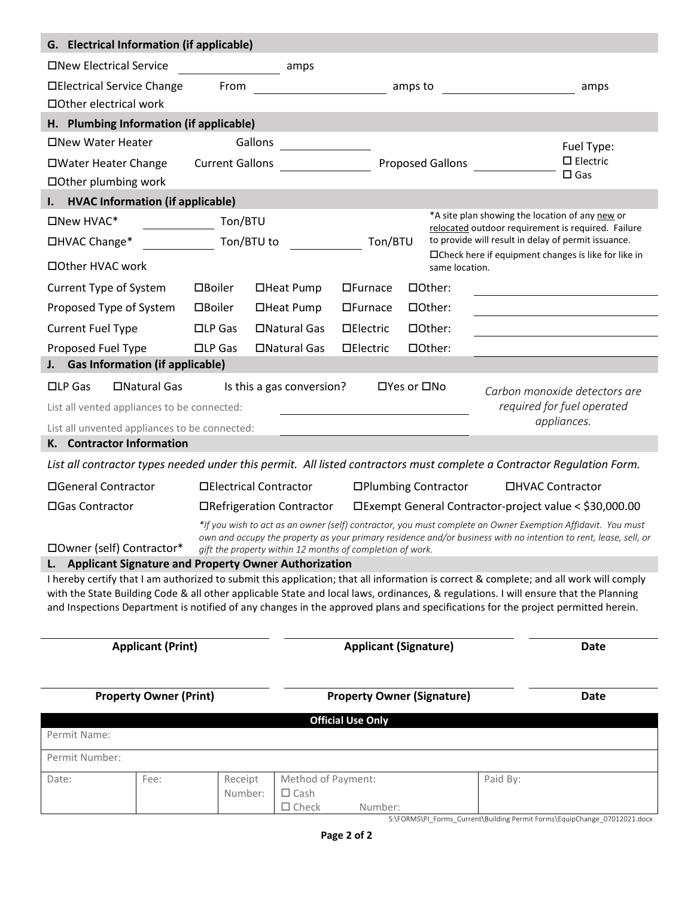## G. Electrical Information (if applicable)

☐New Electrical Service \_\_\_\_\_\_\_\_\_\_ amps

☐Electrical Service Change From \_\_\_\_\_\_\_\_\_\_ amps to \_\_\_\_\_\_\_\_\_\_ amps

☐Other electrical work

## H. Plumbing Information (if applicable)

☐New Water Heater Gallons \_\_\_\_\_\_\_\_\_\_

☐Water Heater Change Current Gallons \_\_\_\_\_\_\_\_\_\_ Proposed Gallons \_\_\_\_\_\_\_\_\_\_

☐Other plumbing work

Fuel Type: ☐ Electric ☐ Gas

## I. HVAC Information (if applicable)

☐New HVAC* \_\_\_\_\_\_\_\_\_\_ Ton/BTU

☐HVAC Change* \_\_\_\_\_\_\_\_\_\_ Ton/BTU to \_\_\_\_\_\_\_\_\_\_ Ton/BTU

☐Other HVAC work

*A site plan showing the location of any new or relocated outdoor requirement is required. Failure to provide will result in delay of permit issuance.

☐Check here if equipment changes is like for like in same location.

| | | | | | |
|---|---|---|---|---|---|
| Current Type of System | ☐Boiler | ☐Heat Pump | ☐Furnace | ☐Other: | |
| Proposed Type of System | ☐Boiler | ☐Heat Pump | ☐Furnace | ☐Other: | |
| Current Fuel Type | ☐LP Gas | ☐Natural Gas | ☐Electric | ☐Other: | |
| Proposed Fuel Type | ☐LP Gas | ☐Natural Gas | ☐Electric | ☐Other: | |

## J. Gas Information (if applicable)

☐LP Gas ☐Natural Gas Is this a gas conversion? ☐Yes or ☐No

List all vented appliances to be connected: \_\_\_\_\_\_\_\_\_\_

List all unvented appliances to be connected: \_\_\_\_\_\_\_\_\_\_

*Carbon monoxide detectors are required for fuel operated appliances.*

## K. Contractor Information

*List all contractor types needed under this permit. All listed contractors must complete a Contractor Regulation Form.*

☐General Contractor ☐Electrical Contractor ☐Plumbing Contractor ☐HVAC Contractor

☐Gas Contractor ☐Refrigeration Contractor ☐Exempt General Contractor-project value < $30,000.00

☐Owner (self) Contractor*

*\*If you wish to act as an owner (self) contractor, you must complete an Owner Exemption Affidavit. You must own and occupy the property as your primary residence and/or business with no intention to rent, lease, sell, or gift the property within 12 months of completion of work.*

## L. Applicant Signature and Property Owner Authorization

I hereby certify that I am authorized to submit this application; that all information is correct & complete; and all work will comply with the State Building Code & all other applicable State and local laws, ordinances, & regulations. I will ensure that the Planning and Inspections Department is notified of any changes in the approved plans and specifications for the project permitted herein.

| **Applicant (Print)** | **Applicant (Signature)** | **Date** |
|---|---|---|
| | | |

| **Property Owner (Print)** | **Property Owner (Signature)** | **Date** |
|---|---|---|
| | | |

| **Official Use Only** | | | | |
|---|---|---|---|---|
| Permit Name: | | | | |
| Permit Number: | | | | |
| Date: | Fee: | Receipt Number: | Method of Payment: ☐ Cash ☐ Check Number: | Paid By: |

S:\FORMS\PI_Forms_Current\Building Permit Forms\EquipChange_07012021.docx